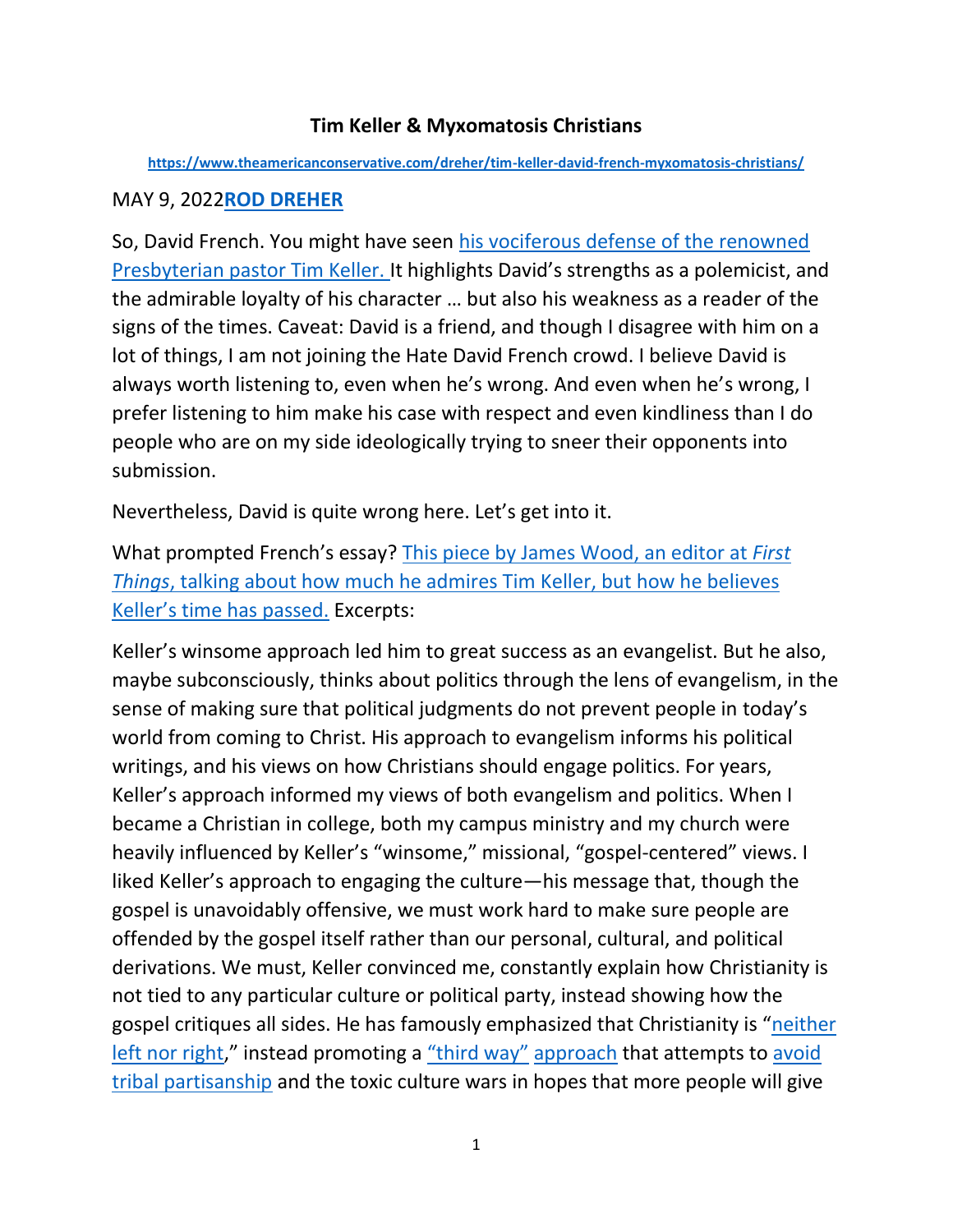# Tim Keller & Myxomatosis Christians

https://www.theamericanconservative.com/dreher/tim-keller-david-french-myxomatosis-christians/

MAY 9, 2022 **ROD DREHER**

So, David French. You might have seen his vociferous defense of the renowned Presbyterian pastor Tim Keller. It highlights David's strengths as a polemicist, and the admirable loyalty of his character … but also his weakness as a reader of the signs of the times. Caveat: David is a friend, and though I disagree with him on a lot of things, I am not joining the Hate David French crowd. I believe David is always worth listening to, even when he's wrong. And even when he's wrong, I prefer listening to him make his case with respect and even kindliness than I do people who are on my side ideologically trying to sneer their opponents into submission.

Nevertheless, David is quite wrong here. Let's get into it.

What prompted French's essay? This piece by James Wood, an editor at *First Things*, talking about how much he admires Tim Keller, but how he believes Keller's time has passed. Excerpts:

Keller's winsome approach led him to great success as an evangelist. But he also, maybe subconsciously, thinks about politics through the lens of evangelism, in the sense of making sure that political judgments do not prevent people in today's world from coming to Christ. His approach to evangelism informs his political writings, and his views on how Christians should engage politics. For years, Keller's approach informed my views of both evangelism and politics. When I became a Christian in college, both my campus ministry and my church were heavily influenced by Keller's "winsome," missional, "gospel-centered" views. I liked Keller's approach to engaging the culture—his message that, though the gospel is unavoidably offensive, we must work hard to make sure people are offended by the gospel itself rather than our personal, cultural, and political derivations. We must, Keller convinced me, constantly explain how Christianity is not tied to any particular culture or political party, instead showing how the gospel critiques all sides. He has famously emphasized that Christianity is "neither left nor right," instead promoting a "third way" approach that attempts to avoid tribal partisanship and the toxic culture wars in hopes that more people will give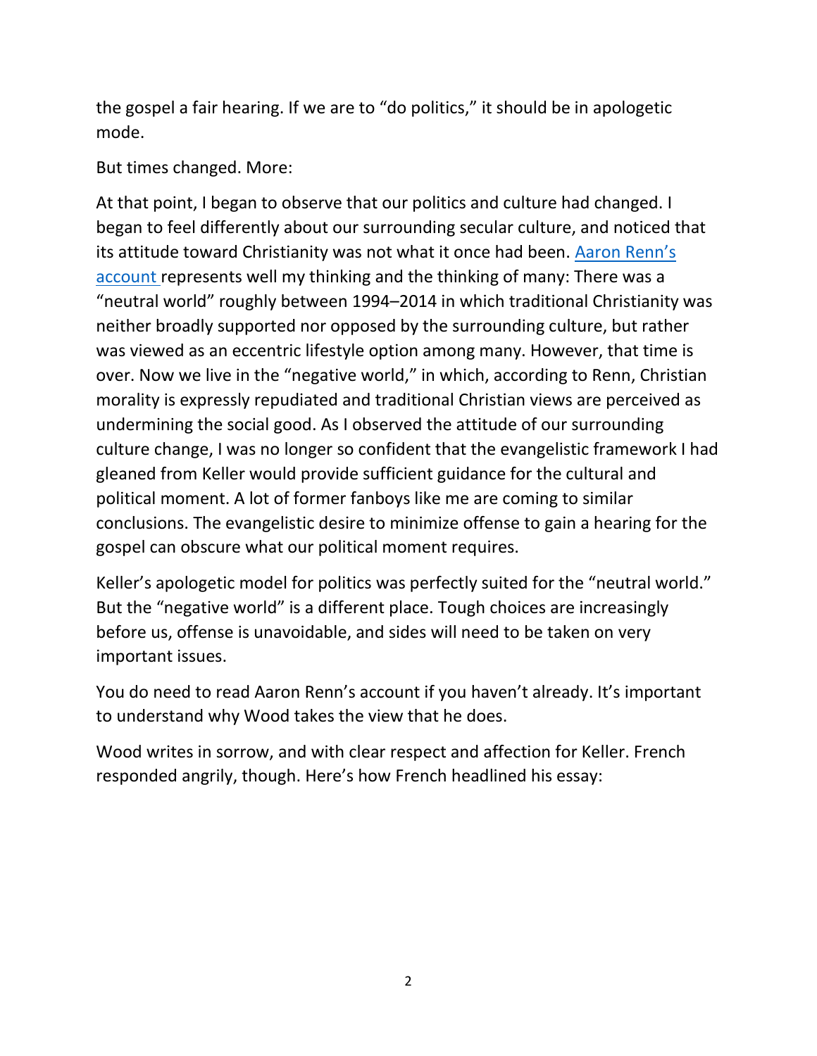the gospel a fair hearing. If we are to "do politics," it should be in apologetic mode.

But times changed. More:

At that point, I began to observe that our politics and culture had changed. I began to feel differently about our surrounding secular culture, and noticed that its attitude toward Christianity was not what it once had been. Aaron Renn's account represents well my thinking and the thinking of many: There was a "neutral world" roughly between 1994–2014 in which traditional Christianity was neither broadly supported nor opposed by the surrounding culture, but rather was viewed as an eccentric lifestyle option among many. However, that time is over. Now we live in the "negative world," in which, according to Renn, Christian morality is expressly repudiated and traditional Christian views are perceived as undermining the social good. As I observed the attitude of our surrounding culture change, I was no longer so confident that the evangelistic framework I had gleaned from Keller would provide sufficient guidance for the cultural and political moment. A lot of former fanboys like me are coming to similar conclusions. The evangelistic desire to minimize offense to gain a hearing for the gospel can obscure what our political moment requires.

Keller's apologetic model for politics was perfectly suited for the "neutral world." But the "negative world" is a different place. Tough choices are increasingly before us, offense is unavoidable, and sides will need to be taken on very important issues.

You do need to read Aaron Renn's account if you haven't already. It's important to understand why Wood takes the view that he does.

Wood writes in sorrow, and with clear respect and affection for Keller. French responded angrily, though. Here's how French headlined his essay: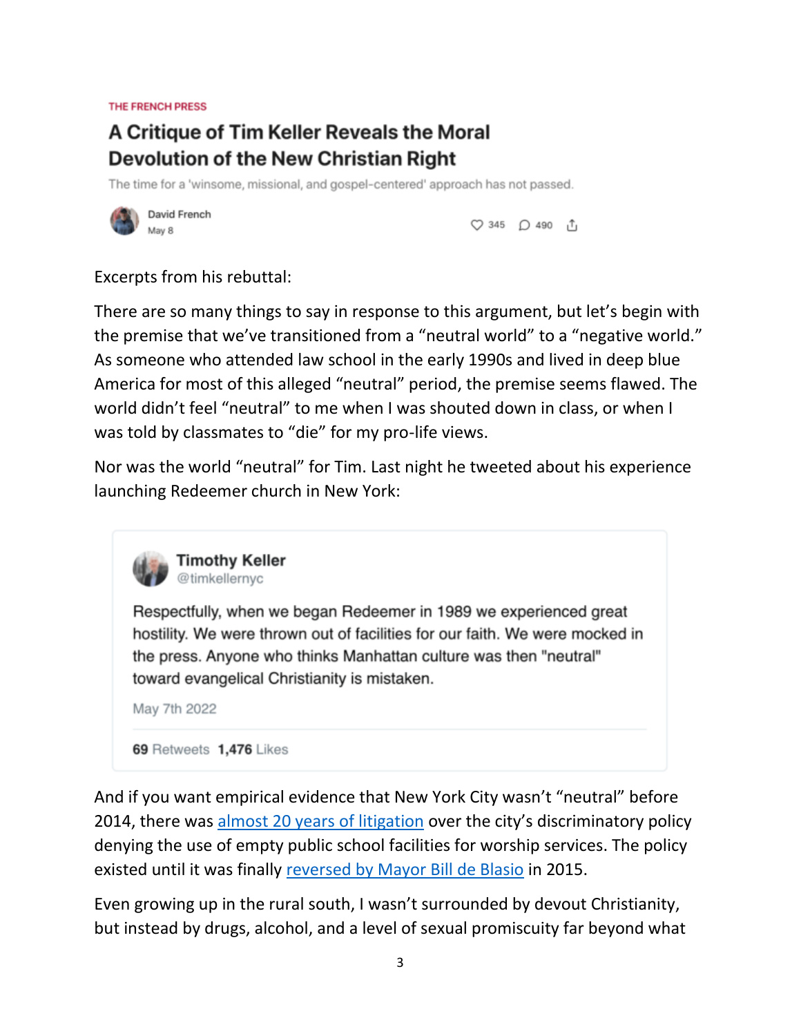THE FRENCH PRESS

## A Critique of Tim Keller Reveals the Moral Devolution of the New Christian Right

The time for a 'winsome, missional, and gospel-centered' approach has not passed.

David French
May 8

345 490

Excerpts from his rebuttal:

There are so many things to say in response to this argument, but let's begin with the premise that we've transitioned from a "neutral world" to a "negative world." As someone who attended law school in the early 1990s and lived in deep blue America for most of this alleged "neutral" period, the premise seems flawed. The world didn't feel "neutral" to me when I was shouted down in class, or when I was told by classmates to "die" for my pro-life views.

Nor was the world "neutral" for Tim. Last night he tweeted about his experience launching Redeemer church in New York:

> **Timothy Keller**
> @timkellernyc
>
> Respectfully, when we began Redeemer in 1989 we experienced great hostility. We were thrown out of facilities for our faith. We were mocked in the press. Anyone who thinks Manhattan culture was then "neutral" toward evangelical Christianity is mistaken.
>
> May 7th 2022
>
> **69** Retweets **1,476** Likes

And if you want empirical evidence that New York City wasn't "neutral" before 2014, there was almost 20 years of litigation over the city's discriminatory policy denying the use of empty public school facilities for worship services. The policy existed until it was finally reversed by Mayor Bill de Blasio in 2015.

Even growing up in the rural south, I wasn't surrounded by devout Christianity, but instead by drugs, alcohol, and a level of sexual promiscuity far beyond what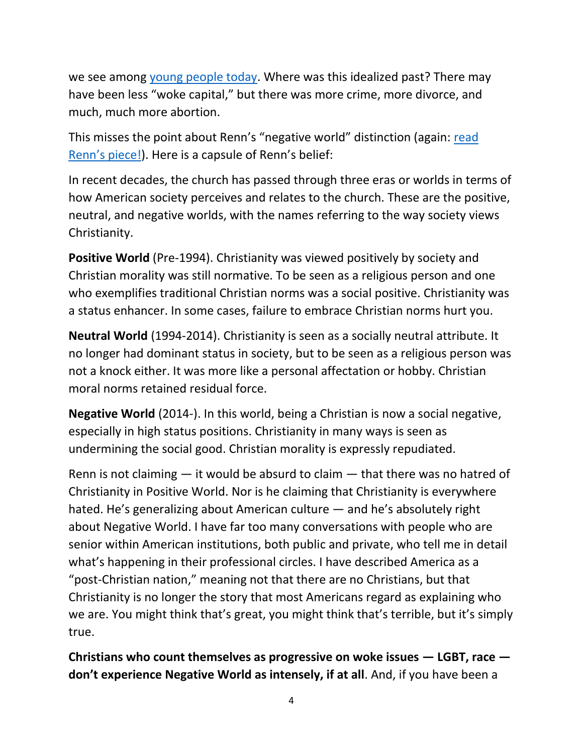we see among [young people today](). Where was this idealized past? There may have been less "woke capital," but there was more crime, more divorce, and much, much more abortion.

This misses the point about Renn's "negative world" distinction (again: [read Renn's piece!]()). Here is a capsule of Renn's belief:

In recent decades, the church has passed through three eras or worlds in terms of how American society perceives and relates to the church. These are the positive, neutral, and negative worlds, with the names referring to the way society views Christianity.

**Positive World** (Pre-1994). Christianity was viewed positively by society and Christian morality was still normative. To be seen as a religious person and one who exemplifies traditional Christian norms was a social positive. Christianity was a status enhancer. In some cases, failure to embrace Christian norms hurt you.

**Neutral World** (1994-2014). Christianity is seen as a socially neutral attribute. It no longer had dominant status in society, but to be seen as a religious person was not a knock either. It was more like a personal affectation or hobby. Christian moral norms retained residual force.

**Negative World** (2014-). In this world, being a Christian is now a social negative, especially in high status positions. Christianity in many ways is seen as undermining the social good. Christian morality is expressly repudiated.

Renn is not claiming — it would be absurd to claim — that there was no hatred of Christianity in Positive World. Nor is he claiming that Christianity is everywhere hated. He's generalizing about American culture — and he's absolutely right about Negative World. I have far too many conversations with people who are senior within American institutions, both public and private, who tell me in detail what's happening in their professional circles. I have described America as a "post-Christian nation," meaning not that there are no Christians, but that Christianity is no longer the story that most Americans regard as explaining who we are. You might think that's great, you might think that's terrible, but it's simply true.

**Christians who count themselves as progressive on woke issues — LGBT, race — don't experience Negative World as intensely, if at all**. And, if you have been a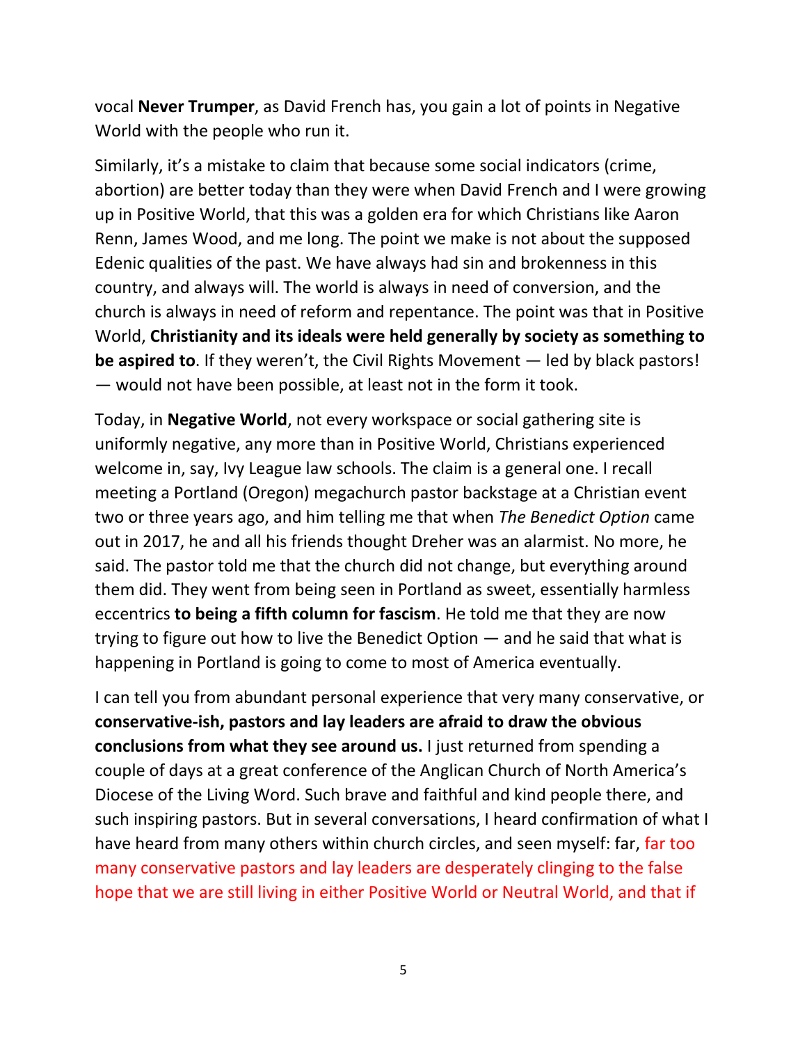vocal **Never Trumper**, as David French has, you gain a lot of points in Negative World with the people who run it.

Similarly, it's a mistake to claim that because some social indicators (crime, abortion) are better today than they were when David French and I were growing up in Positive World, that this was a golden era for which Christians like Aaron Renn, James Wood, and me long. The point we make is not about the supposed Edenic qualities of the past. We have always had sin and brokenness in this country, and always will. The world is always in need of conversion, and the church is always in need of reform and repentance. The point was that in Positive World, **Christianity and its ideals were held generally by society as something to be aspired to**. If they weren't, the Civil Rights Movement — led by black pastors! — would not have been possible, at least not in the form it took.

Today, in **Negative World**, not every workspace or social gathering site is uniformly negative, any more than in Positive World, Christians experienced welcome in, say, Ivy League law schools. The claim is a general one. I recall meeting a Portland (Oregon) megachurch pastor backstage at a Christian event two or three years ago, and him telling me that when *The Benedict Option* came out in 2017, he and all his friends thought Dreher was an alarmist. No more, he said. The pastor told me that the church did not change, but everything around them did. They went from being seen in Portland as sweet, essentially harmless eccentrics **to being a fifth column for fascism**. He told me that they are now trying to figure out how to live the Benedict Option — and he said that what is happening in Portland is going to come to most of America eventually.

I can tell you from abundant personal experience that very many conservative, or **conservative-ish, pastors and lay leaders are afraid to draw the obvious conclusions from what they see around us.** I just returned from spending a couple of days at a great conference of the Anglican Church of North America's Diocese of the Living Word. Such brave and faithful and kind people there, and such inspiring pastors. But in several conversations, I heard confirmation of what I have heard from many others within church circles, and seen myself: far, far too many conservative pastors and lay leaders are desperately clinging to the false hope that we are still living in either Positive World or Neutral World, and that if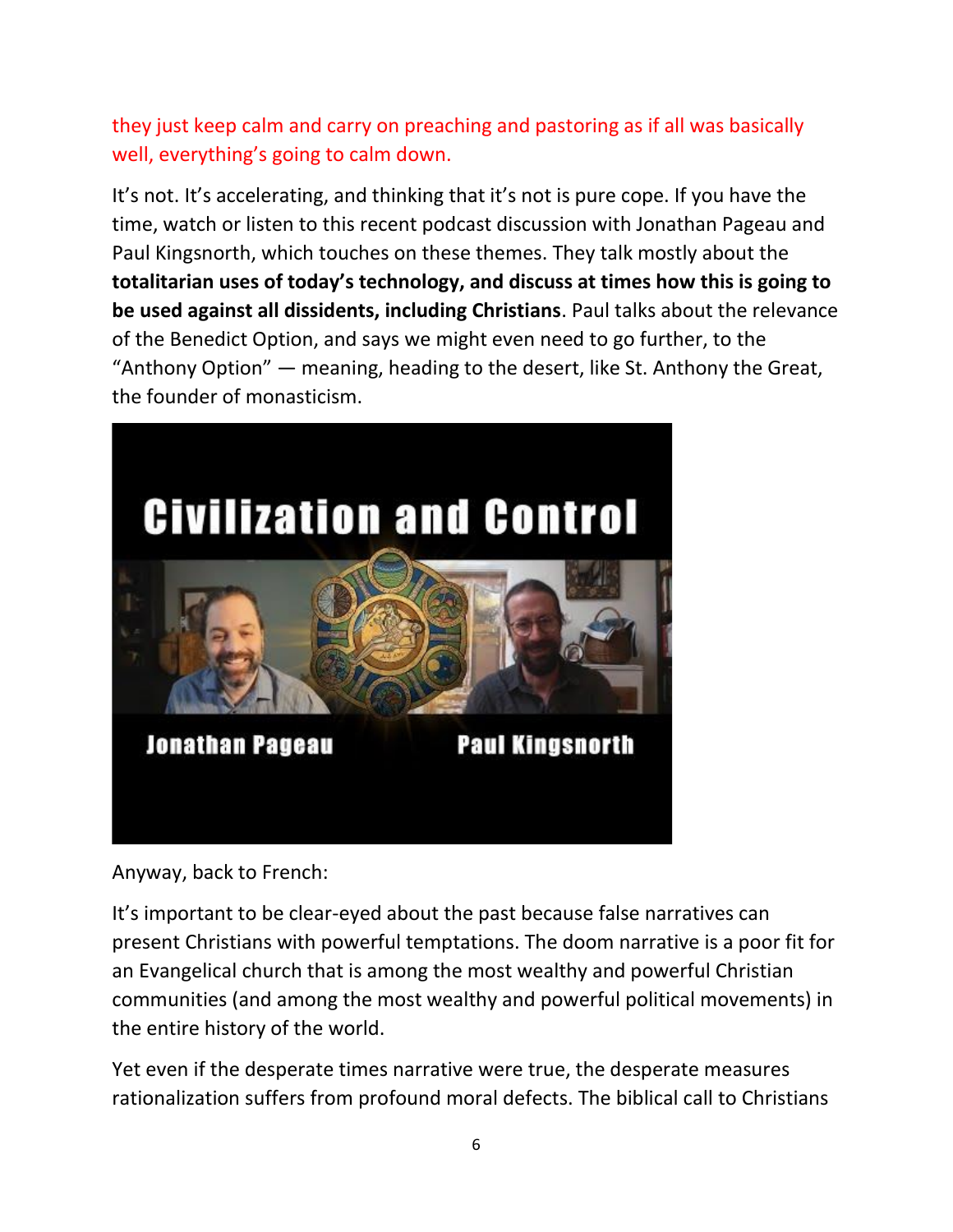they just keep calm and carry on preaching and pastoring as if all was basically well, everything's going to calm down.

It's not. It's accelerating, and thinking that it's not is pure cope. If you have the time, watch or listen to this recent podcast discussion with Jonathan Pageau and Paul Kingsnorth, which touches on these themes. They talk mostly about the **totalitarian uses of today's technology, and discuss at times how this is going to be used against all dissidents, including Christians**. Paul talks about the relevance of the Benedict Option, and says we might even need to go further, to the "Anthony Option" — meaning, heading to the desert, like St. Anthony the Great, the founder of monasticism.

Civilization and Control

Jonathan Pageau

Paul Kingsnorth

Anyway, back to French:

It's important to be clear-eyed about the past because false narratives can present Christians with powerful temptations. The doom narrative is a poor fit for an Evangelical church that is among the most wealthy and powerful Christian communities (and among the most wealthy and powerful political movements) in the entire history of the world.

Yet even if the desperate times narrative were true, the desperate measures rationalization suffers from profound moral defects. The biblical call to Christians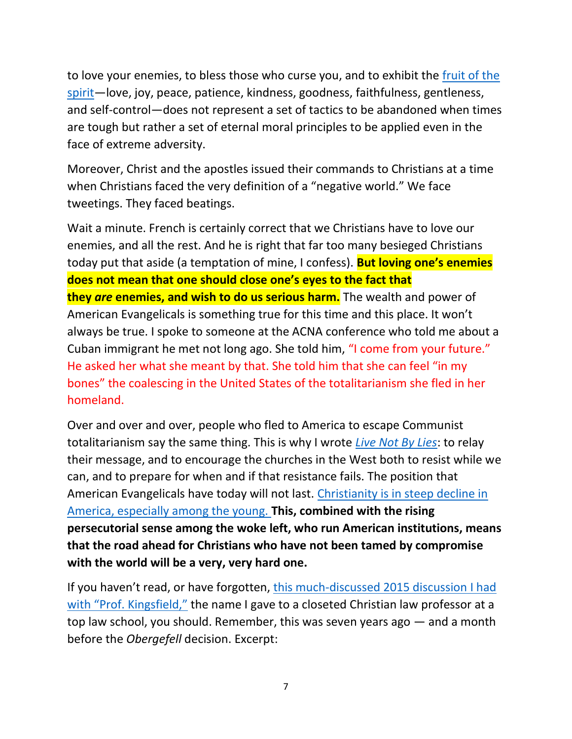to love your enemies, to bless those who curse you, and to exhibit the [fruit of the spirit]—love, joy, peace, patience, kindness, goodness, faithfulness, gentleness, and self-control—does not represent a set of tactics to be abandoned when times are tough but rather a set of eternal moral principles to be applied even in the face of extreme adversity.

Moreover, Christ and the apostles issued their commands to Christians at a time when Christians faced the very definition of a "negative world." We face tweetings. They faced beatings.

Wait a minute. French is certainly correct that we Christians have to love our enemies, and all the rest. And he is right that far too many besieged Christians today put that aside (a temptation of mine, I confess). **But loving one's enemies does not mean that one should close one's eyes to the fact that they *are* enemies, and wish to do us serious harm.** The wealth and power of American Evangelicals is something true for this time and this place. It won't always be true. I spoke to someone at the ACNA conference who told me about a Cuban immigrant he met not long ago. She told him, "I come from your future." He asked her what she meant by that. She told him that she can feel "in my bones" the coalescing in the United States of the totalitarianism she fled in her homeland.

Over and over and over, people who fled to America to escape Communist totalitarianism say the same thing. This is why I wrote *Live Not By Lies*: to relay their message, and to encourage the churches in the West both to resist while we can, and to prepare for when and if that resistance fails. The position that American Evangelicals have today will not last. Christianity is in steep decline in America, especially among the young. **This, combined with the rising persecutorial sense among the woke left, who run American institutions, means that the road ahead for Christians who have not been tamed by compromise with the world will be a very, very hard one.**

If you haven't read, or have forgotten, this much-discussed 2015 discussion I had with "Prof. Kingsfield," the name I gave to a closeted Christian law professor at a top law school, you should. Remember, this was seven years ago — and a month before the *Obergefell* decision. Excerpt: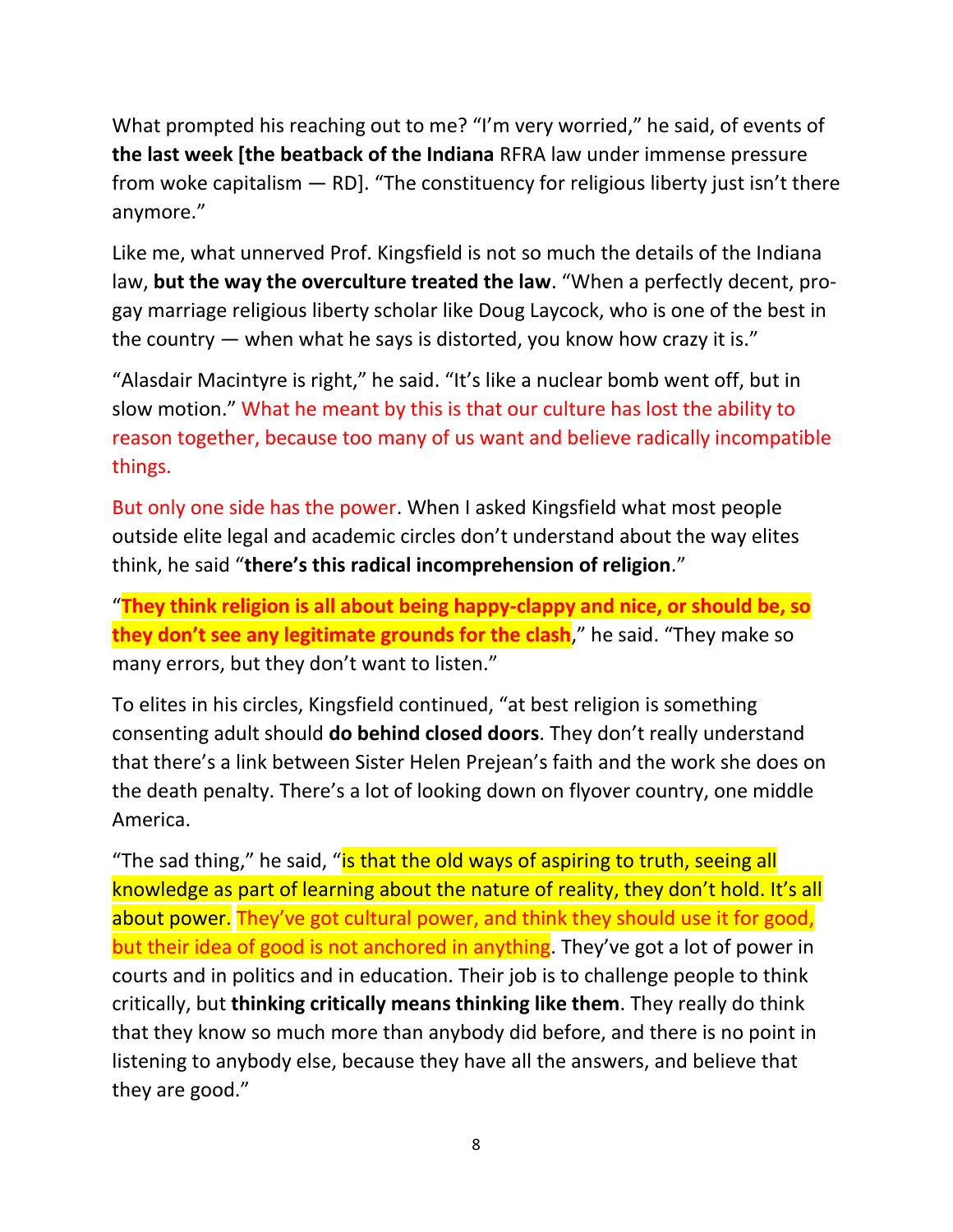What prompted his reaching out to me? "I'm very worried," he said, of events of **the last week [the beatback of the Indiana** RFRA law under immense pressure from woke capitalism — RD]. "The constituency for religious liberty just isn't there anymore."

Like me, what unnerved Prof. Kingsfield is not so much the details of the Indiana law, **but the way the overculture treated the law**. "When a perfectly decent, pro-gay marriage religious liberty scholar like Doug Laycock, who is one of the best in the country — when what he says is distorted, you know how crazy it is."

"Alasdair Macintyre is right," he said. "It's like a nuclear bomb went off, but in slow motion." What he meant by this is that our culture has lost the ability to reason together, because too many of us want and believe radically incompatible things.

But only one side has the power. When I asked Kingsfield what most people outside elite legal and academic circles don't understand about the way elites think, he said "**there's this radical incomprehension of religion**."

"**They think religion is all about being happy-clappy and nice, or should be, so they don't see any legitimate grounds for the clash**," he said. "They make so many errors, but they don't want to listen."

To elites in his circles, Kingsfield continued, "at best religion is something consenting adult should **do behind closed doors**. They don't really understand that there's a link between Sister Helen Prejean's faith and the work she does on the death penalty. There's a lot of looking down on flyover country, one middle America.

"The sad thing," he said, "is that the old ways of aspiring to truth, seeing all knowledge as part of learning about the nature of reality, they don't hold. It's all about power. They've got cultural power, and think they should use it for good, but their idea of good is not anchored in anything. They've got a lot of power in courts and in politics and in education. Their job is to challenge people to think critically, but **thinking critically means thinking like them**. They really do think that they know so much more than anybody did before, and there is no point in listening to anybody else, because they have all the answers, and believe that they are good."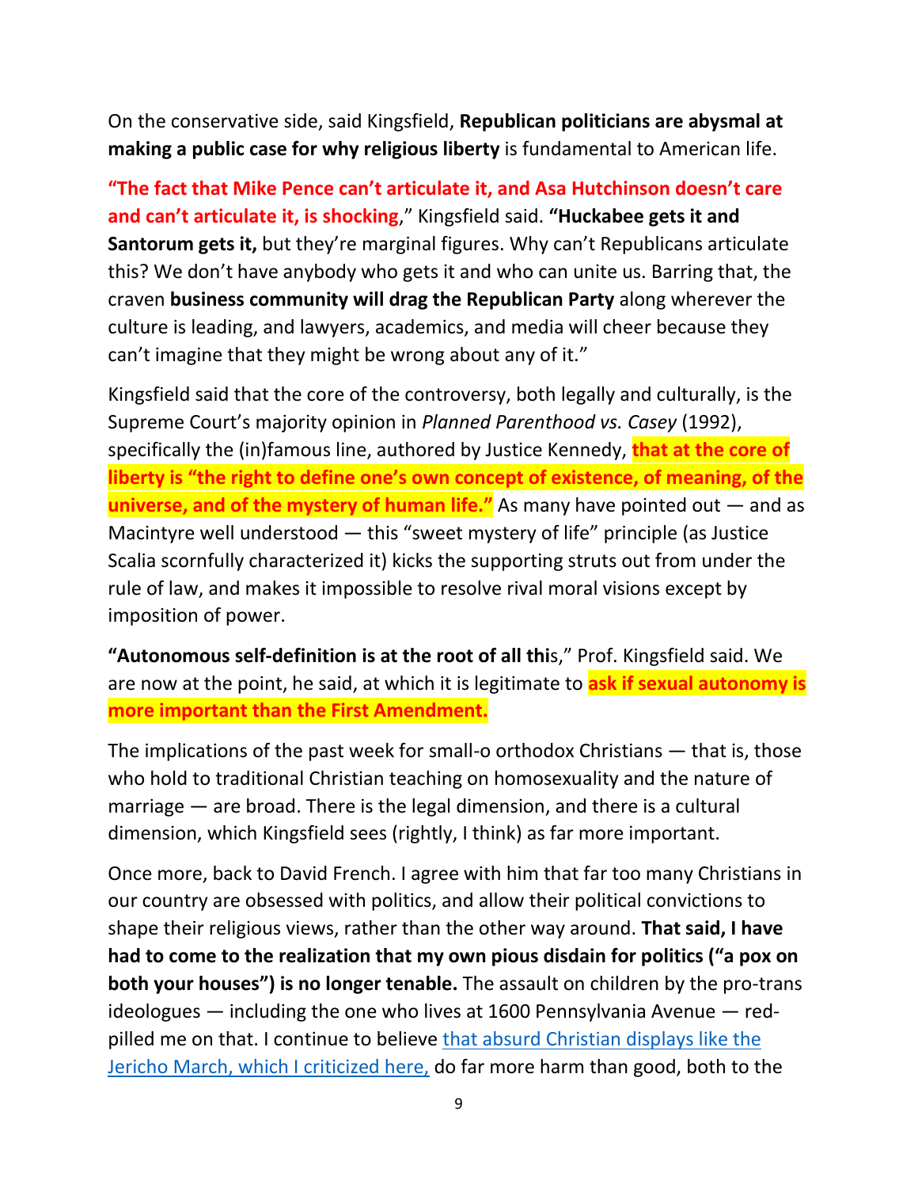On the conservative side, said Kingsfield, **Republican politicians are abysmal at making a public case for why religious liberty** is fundamental to American life.

**"The fact that Mike Pence can't articulate it, and Asa Hutchinson doesn't care and can't articulate it, is shocking**," Kingsfield said. **"Huckabee gets it and Santorum gets it,** but they're marginal figures. Why can't Republicans articulate this? We don't have anybody who gets it and who can unite us. Barring that, the craven **business community will drag the Republican Party** along wherever the culture is leading, and lawyers, academics, and media will cheer because they can't imagine that they might be wrong about any of it."

Kingsfield said that the core of the controversy, both legally and culturally, is the Supreme Court's majority opinion in *Planned Parenthood vs. Casey* (1992), specifically the (in)famous line, authored by Justice Kennedy, **that at the core of liberty is "the right to define one's own concept of existence, of meaning, of the universe, and of the mystery of human life."** As many have pointed out — and as Macintyre well understood — this "sweet mystery of life" principle (as Justice Scalia scornfully characterized it) kicks the supporting struts out from under the rule of law, and makes it impossible to resolve rival moral visions except by imposition of power.

**"Autonomous self-definition is at the root of all thi**s," Prof. Kingsfield said. We are now at the point, he said, at which it is legitimate to **ask if sexual autonomy is more important than the First Amendment.**

The implications of the past week for small-o orthodox Christians — that is, those who hold to traditional Christian teaching on homosexuality and the nature of marriage — are broad. There is the legal dimension, and there is a cultural dimension, which Kingsfield sees (rightly, I think) as far more important.

Once more, back to David French. I agree with him that far too many Christians in our country are obsessed with politics, and allow their political convictions to shape their religious views, rather than the other way around. **That said, I have had to come to the realization that my own pious disdain for politics ("a pox on both your houses") is no longer tenable.** The assault on children by the pro-trans ideologues — including the one who lives at 1600 Pennsylvania Avenue — red-pilled me on that. I continue to believe that absurd Christian displays like the Jericho March, which I criticized here, do far more harm than good, both to the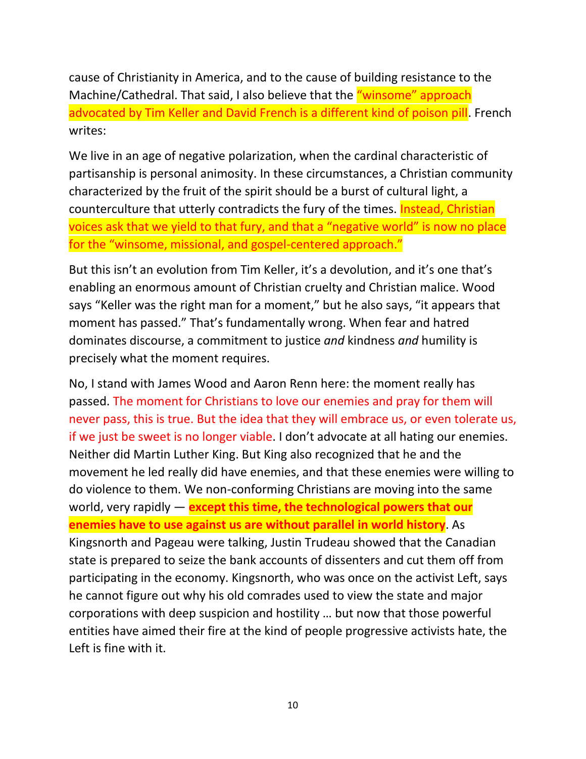cause of Christianity in America, and to the cause of building resistance to the Machine/Cathedral. That said, I also believe that the "winsome" approach advocated by Tim Keller and David French is a different kind of poison pill. French writes:

We live in an age of negative polarization, when the cardinal characteristic of partisanship is personal animosity. In these circumstances, a Christian community characterized by the fruit of the spirit should be a burst of cultural light, a counterculture that utterly contradicts the fury of the times. Instead, Christian voices ask that we yield to that fury, and that a "negative world" is now no place for the "winsome, missional, and gospel-centered approach."

But this isn't an evolution from Tim Keller, it's a devolution, and it's one that's enabling an enormous amount of Christian cruelty and Christian malice. Wood says "Keller was the right man for a moment," but he also says, "it appears that moment has passed." That's fundamentally wrong. When fear and hatred dominates discourse, a commitment to justice *and* kindness *and* humility is precisely what the moment requires.

No, I stand with James Wood and Aaron Renn here: the moment really has passed. The moment for Christians to love our enemies and pray for them will never pass, this is true. But the idea that they will embrace us, or even tolerate us, if we just be sweet is no longer viable. I don't advocate at all hating our enemies. Neither did Martin Luther King. But King also recognized that he and the movement he led really did have enemies, and that these enemies were willing to do violence to them. We non-conforming Christians are moving into the same world, very rapidly — **except this time, the technological powers that our enemies have to use against us are without parallel in world history**. As Kingsnorth and Pageau were talking, Justin Trudeau showed that the Canadian state is prepared to seize the bank accounts of dissenters and cut them off from participating in the economy. Kingsnorth, who was once on the activist Left, says he cannot figure out why his old comrades used to view the state and major corporations with deep suspicion and hostility … but now that those powerful entities have aimed their fire at the kind of people progressive activists hate, the Left is fine with it.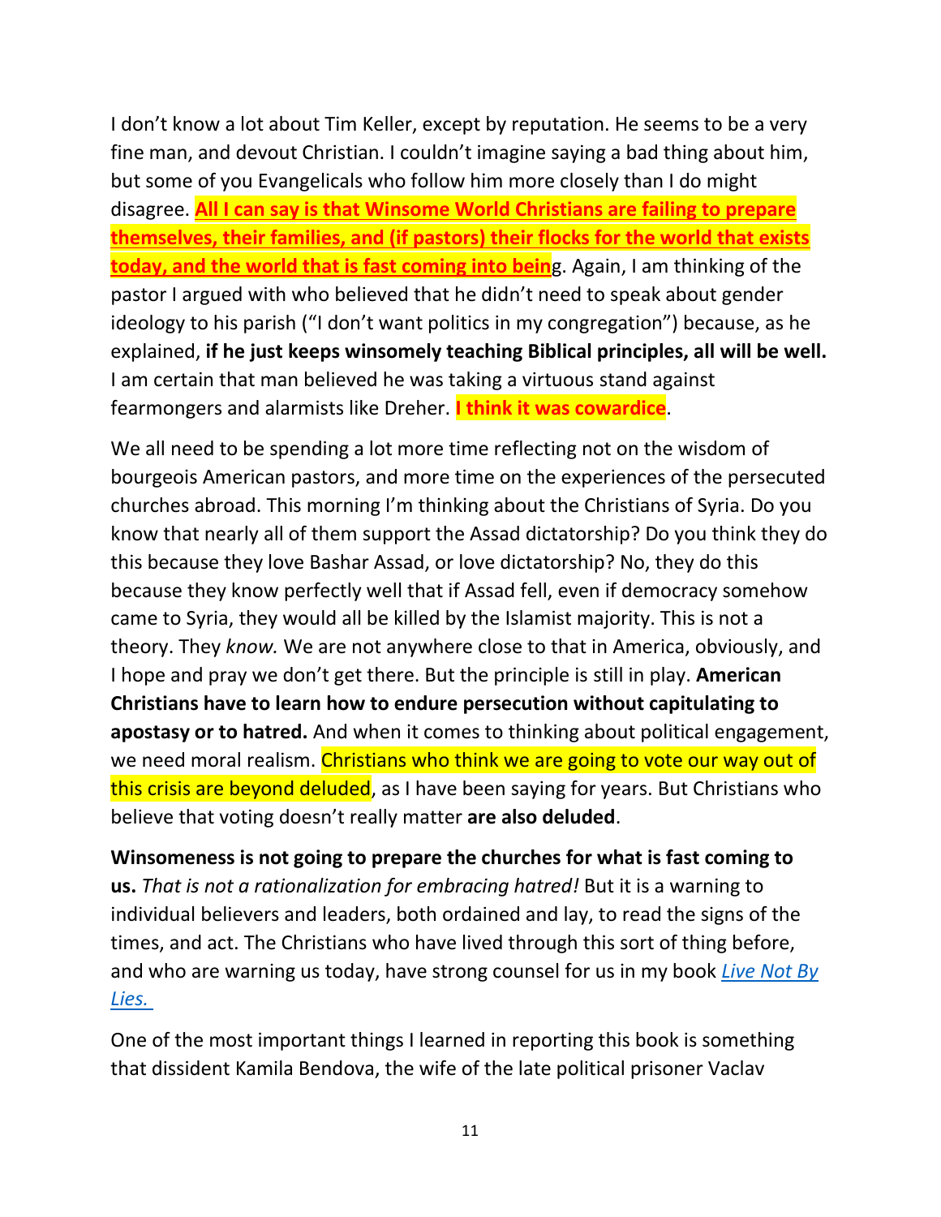I don't know a lot about Tim Keller, except by reputation. He seems to be a very fine man, and devout Christian. I couldn't imagine saying a bad thing about him, but some of you Evangelicals who follow him more closely than I do might disagree. **All I can say is that Winsome World Christians are failing to prepare themselves, their families, and (if pastors) their flocks for the world that exists today, and the world that is fast coming into bein**g. Again, I am thinking of the pastor I argued with who believed that he didn't need to speak about gender ideology to his parish ("I don't want politics in my congregation") because, as he explained, **if he just keeps winsomely teaching Biblical principles, all will be well.** I am certain that man believed he was taking a virtuous stand against fearmongers and alarmists like Dreher. **I think it was cowardice**.

We all need to be spending a lot more time reflecting not on the wisdom of bourgeois American pastors, and more time on the experiences of the persecuted churches abroad. This morning I'm thinking about the Christians of Syria. Do you know that nearly all of them support the Assad dictatorship? Do you think they do this because they love Bashar Assad, or love dictatorship? No, they do this because they know perfectly well that if Assad fell, even if democracy somehow came to Syria, they would all be killed by the Islamist majority. This is not a theory. They *know.* We are not anywhere close to that in America, obviously, and I hope and pray we don't get there. But the principle is still in play. **American Christians have to learn how to endure persecution without capitulating to apostasy or to hatred.** And when it comes to thinking about political engagement, we need moral realism. Christians who think we are going to vote our way out of this crisis are beyond deluded, as I have been saying for years. But Christians who believe that voting doesn't really matter **are also deluded**.

**Winsomeness is not going to prepare the churches for what is fast coming to us.** *That is not a rationalization for embracing hatred!* But it is a warning to individual believers and leaders, both ordained and lay, to read the signs of the times, and act. The Christians who have lived through this sort of thing before, and who are warning us today, have strong counsel for us in my book *Live Not By Lies.*

One of the most important things I learned in reporting this book is something that dissident Kamila Bendova, the wife of the late political prisoner Vaclav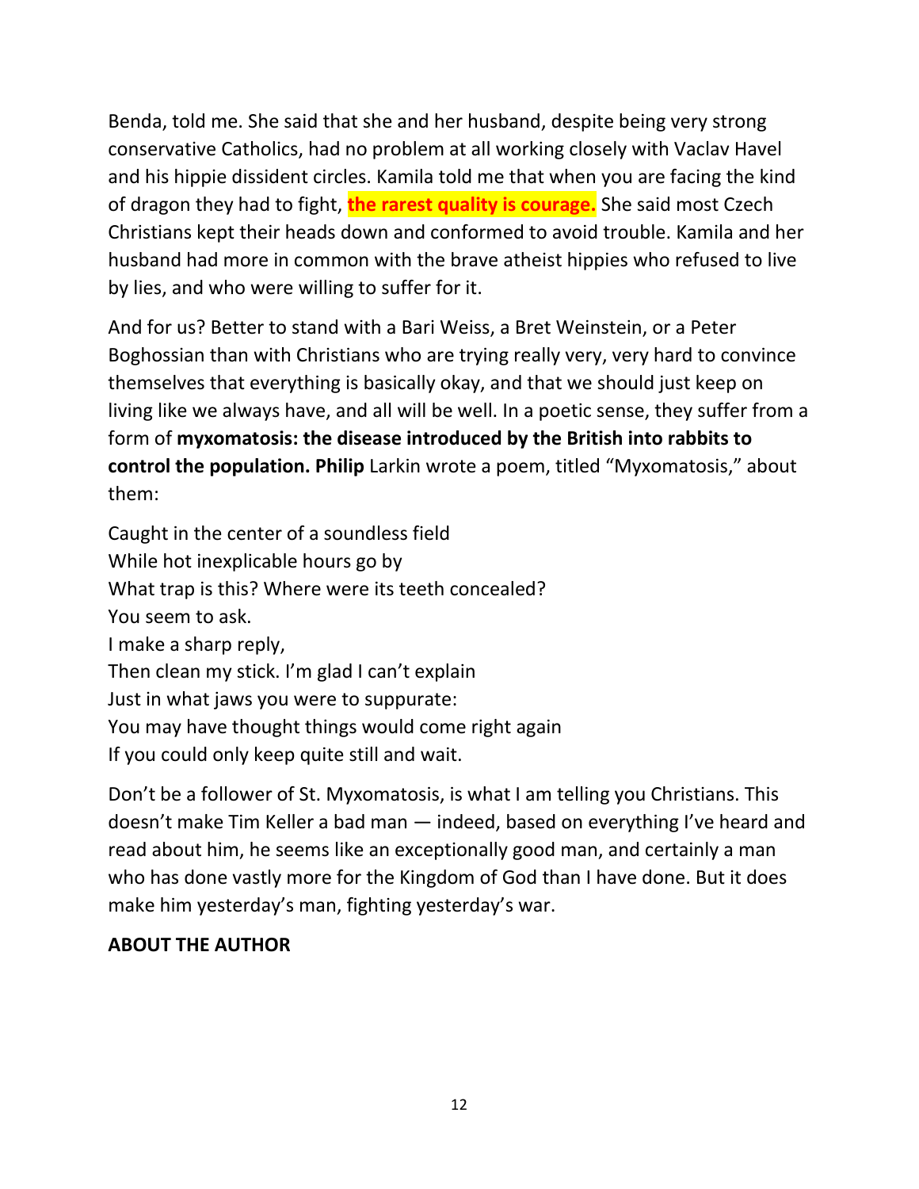Benda, told me. She said that she and her husband, despite being very strong conservative Catholics, had no problem at all working closely with Vaclav Havel and his hippie dissident circles. Kamila told me that when you are facing the kind of dragon they had to fight, **the rarest quality is courage.** She said most Czech Christians kept their heads down and conformed to avoid trouble. Kamila and her husband had more in common with the brave atheist hippies who refused to live by lies, and who were willing to suffer for it.

And for us? Better to stand with a Bari Weiss, a Bret Weinstein, or a Peter Boghossian than with Christians who are trying really very, very hard to convince themselves that everything is basically okay, and that we should just keep on living like we always have, and all will be well. In a poetic sense, they suffer from a form of **myxomatosis: the disease introduced by the British into rabbits to control the population. Philip** Larkin wrote a poem, titled "Myxomatosis," about them:

Caught in the center of a soundless field  
While hot inexplicable hours go by  
What trap is this? Where were its teeth concealed?  
You seem to ask.  
I make a sharp reply,  
Then clean my stick. I'm glad I can't explain  
Just in what jaws you were to suppurate:  
You may have thought things would come right again  
If you could only keep quite still and wait.

Don't be a follower of St. Myxomatosis, is what I am telling you Christians. This doesn't make Tim Keller a bad man — indeed, based on everything I've heard and read about him, he seems like an exceptionally good man, and certainly a man who has done vastly more for the Kingdom of God than I have done. But it does make him yesterday's man, fighting yesterday's war.

**ABOUT THE AUTHOR**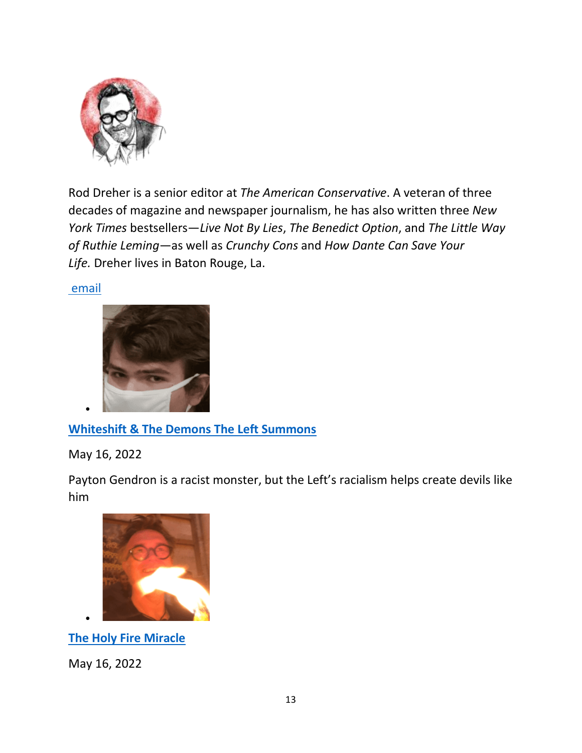Rod Dreher is a senior editor at *The American Conservative*. A veteran of three decades of magazine and newspaper journalism, he has also written three *New York Times* bestsellers—*Live Not By Lies*, *The Benedict Option*, and *The Little Way of Ruthie Leming*—as well as *Crunchy Cons* and *How Dante Can Save Your Life.* Dreher lives in Baton Rouge, La.

[email]()

- 

**[Whiteshift & The Demons The Left Summons]()**

May 16, 2022

Payton Gendron is a racist monster, but the Left's racialism helps create devils like him

- 

**[The Holy Fire Miracle]()**

May 16, 2022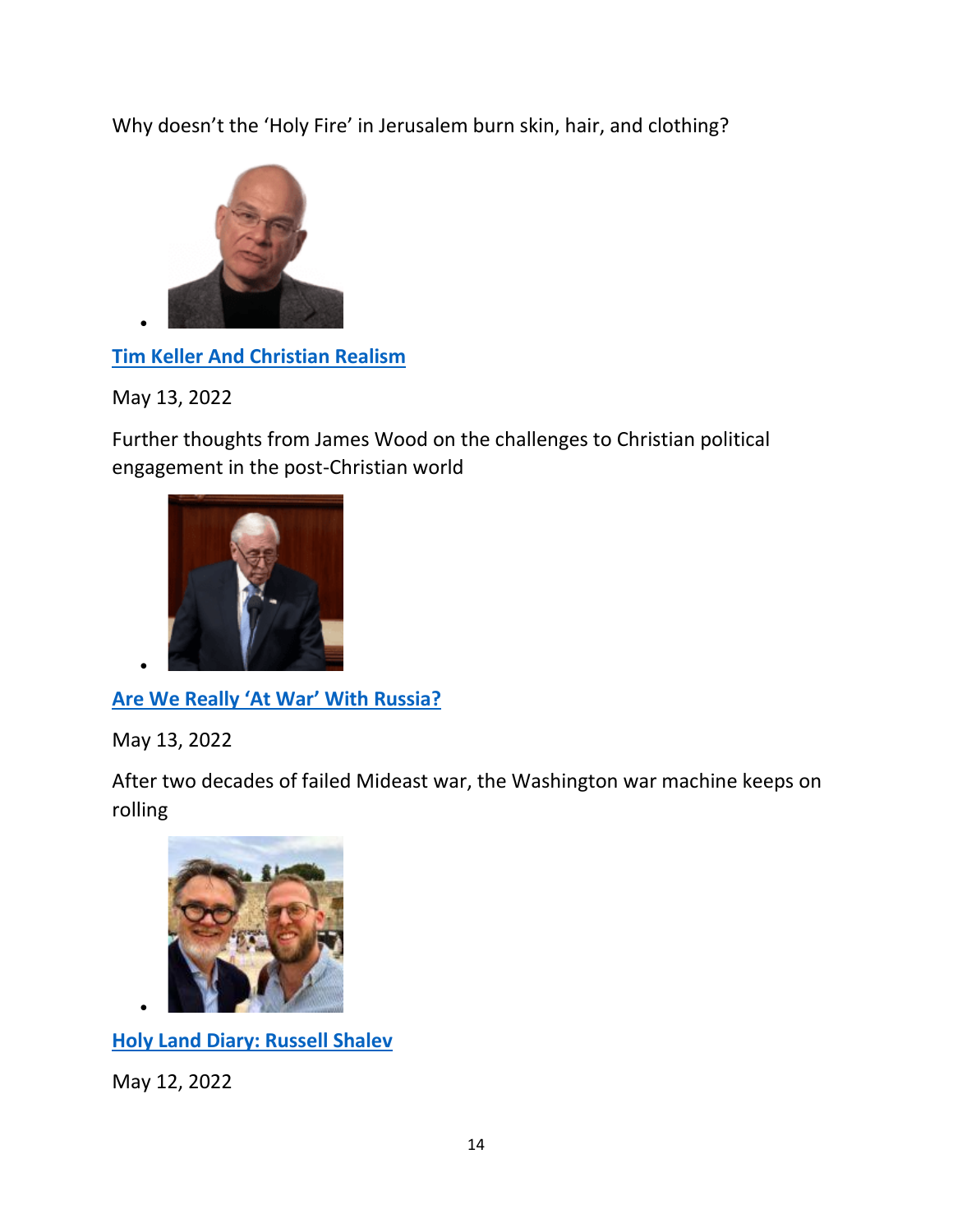Why doesn't the 'Holy Fire' in Jerusalem burn skin, hair, and clothing?

[Tim Keller And Christian Realism]()

May 13, 2022

Further thoughts from James Wood on the challenges to Christian political engagement in the post-Christian world

[Are We Really 'At War' With Russia?]()

May 13, 2022

After two decades of failed Mideast war, the Washington war machine keeps on rolling

[Holy Land Diary: Russell Shalev]()

May 12, 2022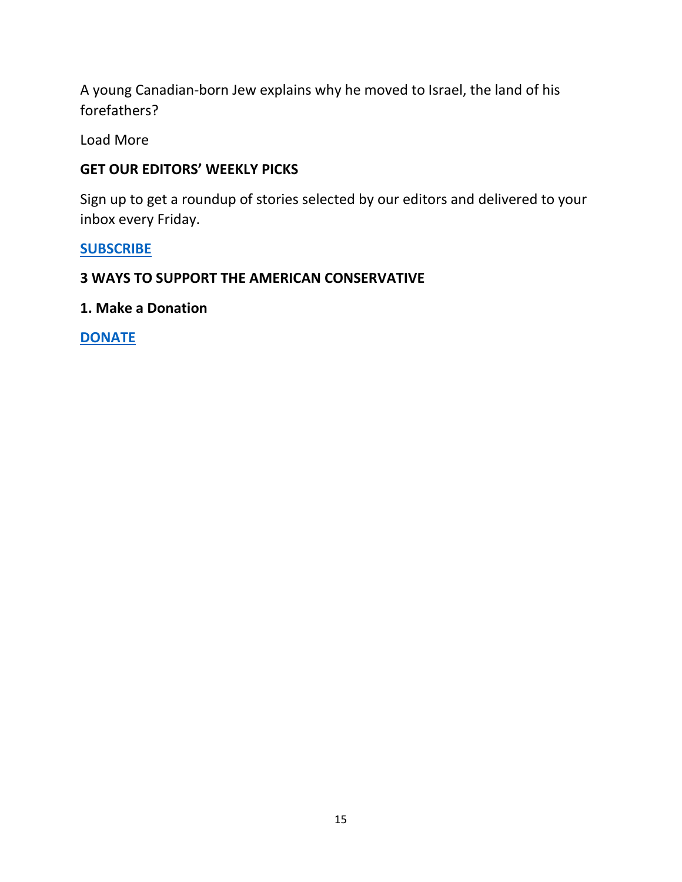A young Canadian-born Jew explains why he moved to Israel, the land of his forefathers?

Load More

**GET OUR EDITORS' WEEKLY PICKS**

Sign up to get a roundup of stories selected by our editors and delivered to your inbox every Friday.

SUBSCRIBE

**3 WAYS TO SUPPORT THE AMERICAN CONSERVATIVE**

**1. Make a Donation**

DONATE